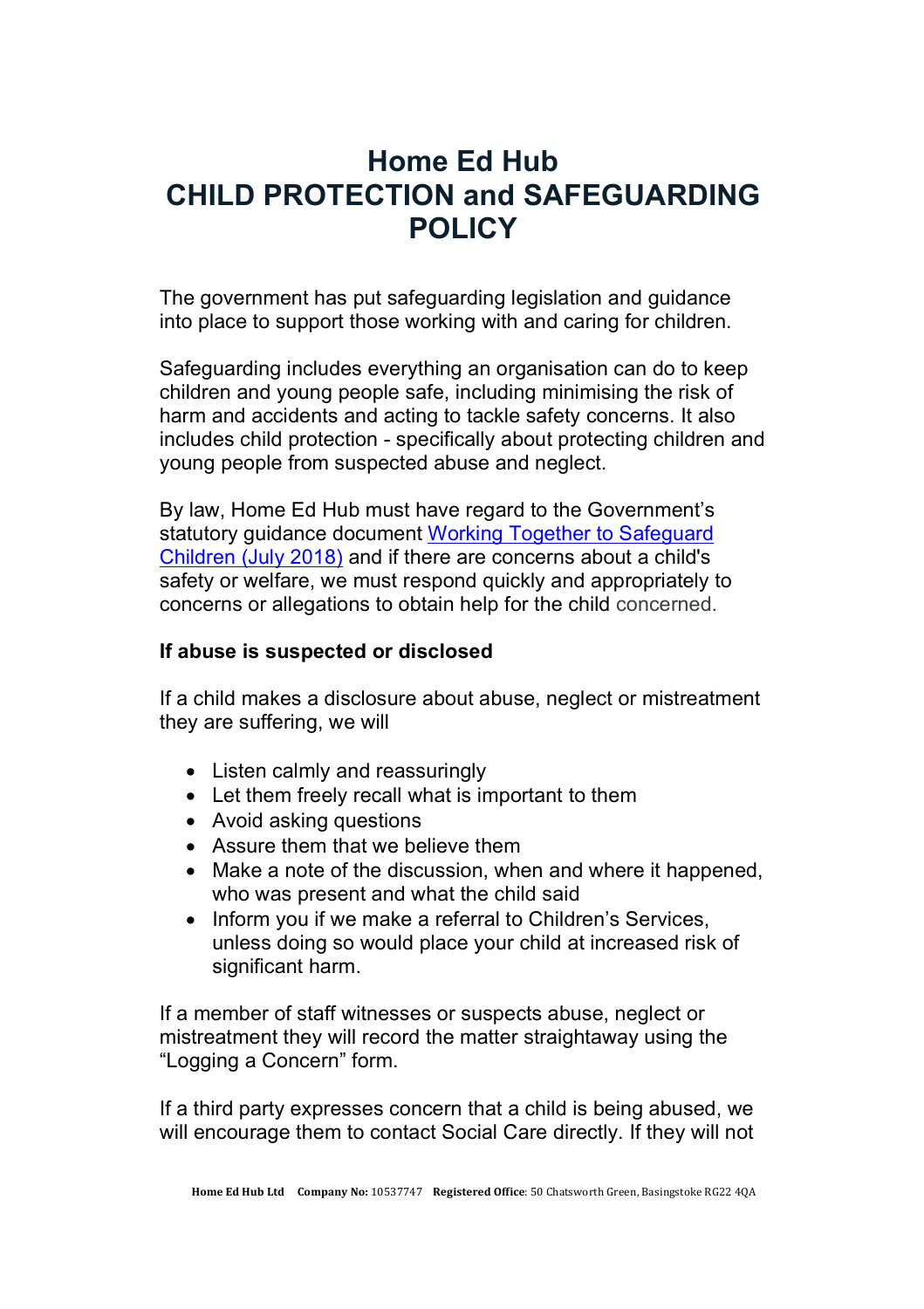# Home Ed Hub
# CHILD PROTECTION and SAFEGUARDING POLICY

The government has put safeguarding legislation and guidance into place to support those working with and caring for children.

Safeguarding includes everything an organisation can do to keep children and young people safe, including minimising the risk of harm and accidents and acting to tackle safety concerns. It also includes child protection - specifically about protecting children and young people from suspected abuse and neglect.

By law, Home Ed Hub must have regard to the Government's statutory guidance document [Working Together to Safeguard Children (July 2018)] and if there are concerns about a child's safety or welfare, we must respond quickly and appropriately to concerns or allegations to obtain help for the child concerned.

**If abuse is suspected or disclosed**

If a child makes a disclosure about abuse, neglect or mistreatment they are suffering, we will

- Listen calmly and reassuringly
- Let them freely recall what is important to them
- Avoid asking questions
- Assure them that we believe them
- Make a note of the discussion, when and where it happened, who was present and what the child said
- Inform you if we make a referral to Children's Services, unless doing so would place your child at increased risk of significant harm.

If a member of staff witnesses or suspects abuse, neglect or mistreatment they will record the matter straightaway using the "Logging a Concern" form.

If a third party expresses concern that a child is being abused, we will encourage them to contact Social Care directly. If they will not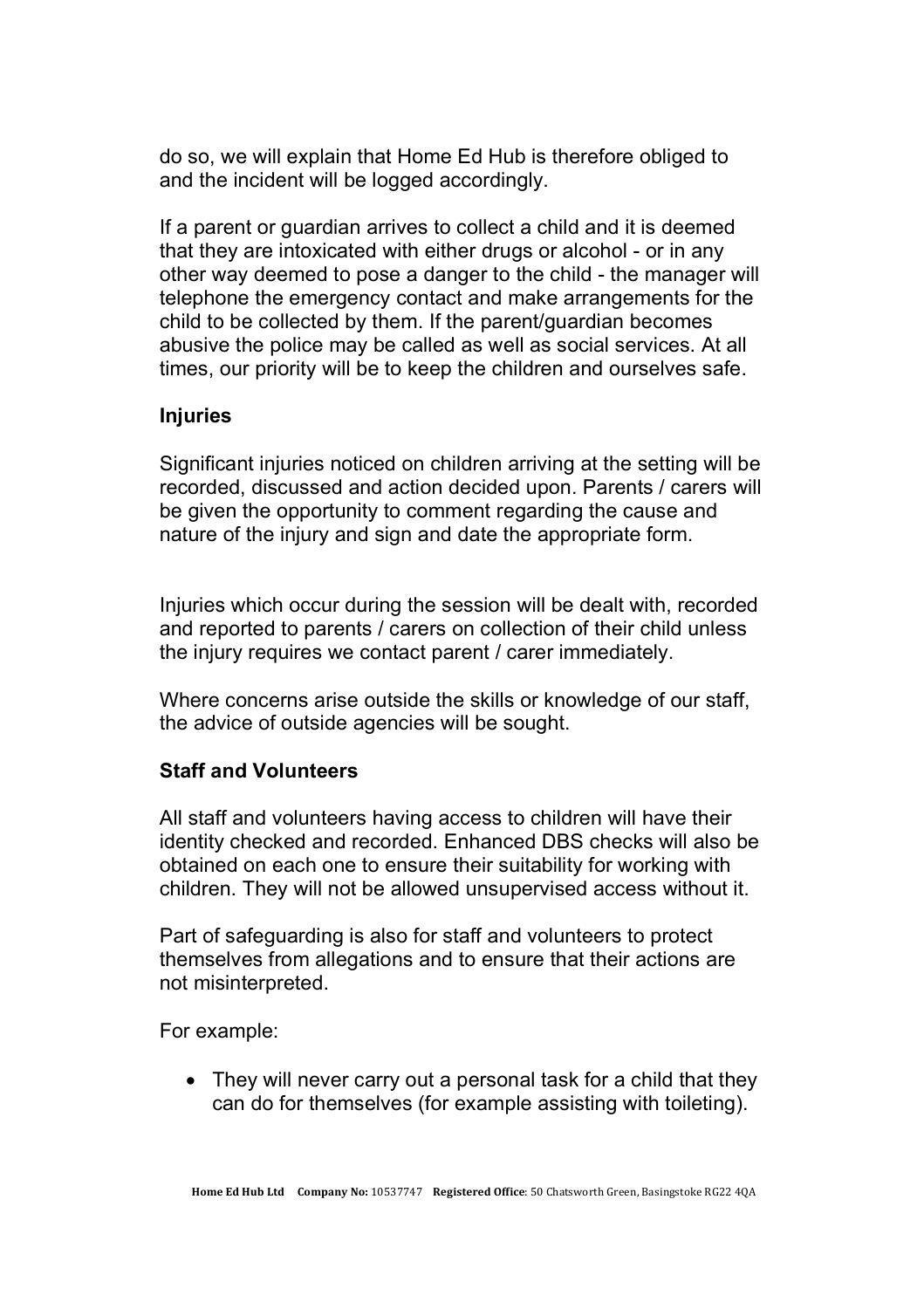do so, we will explain that Home Ed Hub is therefore obliged to and the incident will be logged accordingly.

If a parent or guardian arrives to collect a child and it is deemed that they are intoxicated with either drugs or alcohol - or in any other way deemed to pose a danger to the child - the manager will telephone the emergency contact and make arrangements for the child to be collected by them. If the parent/guardian becomes abusive the police may be called as well as social services. At all times, our priority will be to keep the children and ourselves safe.

**Injuries**

Significant injuries noticed on children arriving at the setting will be recorded, discussed and action decided upon. Parents / carers will be given the opportunity to comment regarding the cause and nature of the injury and sign and date the appropriate form.

Injuries which occur during the session will be dealt with, recorded and reported to parents / carers on collection of their child unless the injury requires we contact parent / carer immediately.

Where concerns arise outside the skills or knowledge of our staff, the advice of outside agencies will be sought.

**Staff and Volunteers**

All staff and volunteers having access to children will have their identity checked and recorded. Enhanced DBS checks will also be obtained on each one to ensure their suitability for working with children. They will not be allowed unsupervised access without it.

Part of safeguarding is also for staff and volunteers to protect themselves from allegations and to ensure that their actions are not misinterpreted.

For example:

- They will never carry out a personal task for a child that they can do for themselves (for example assisting with toileting).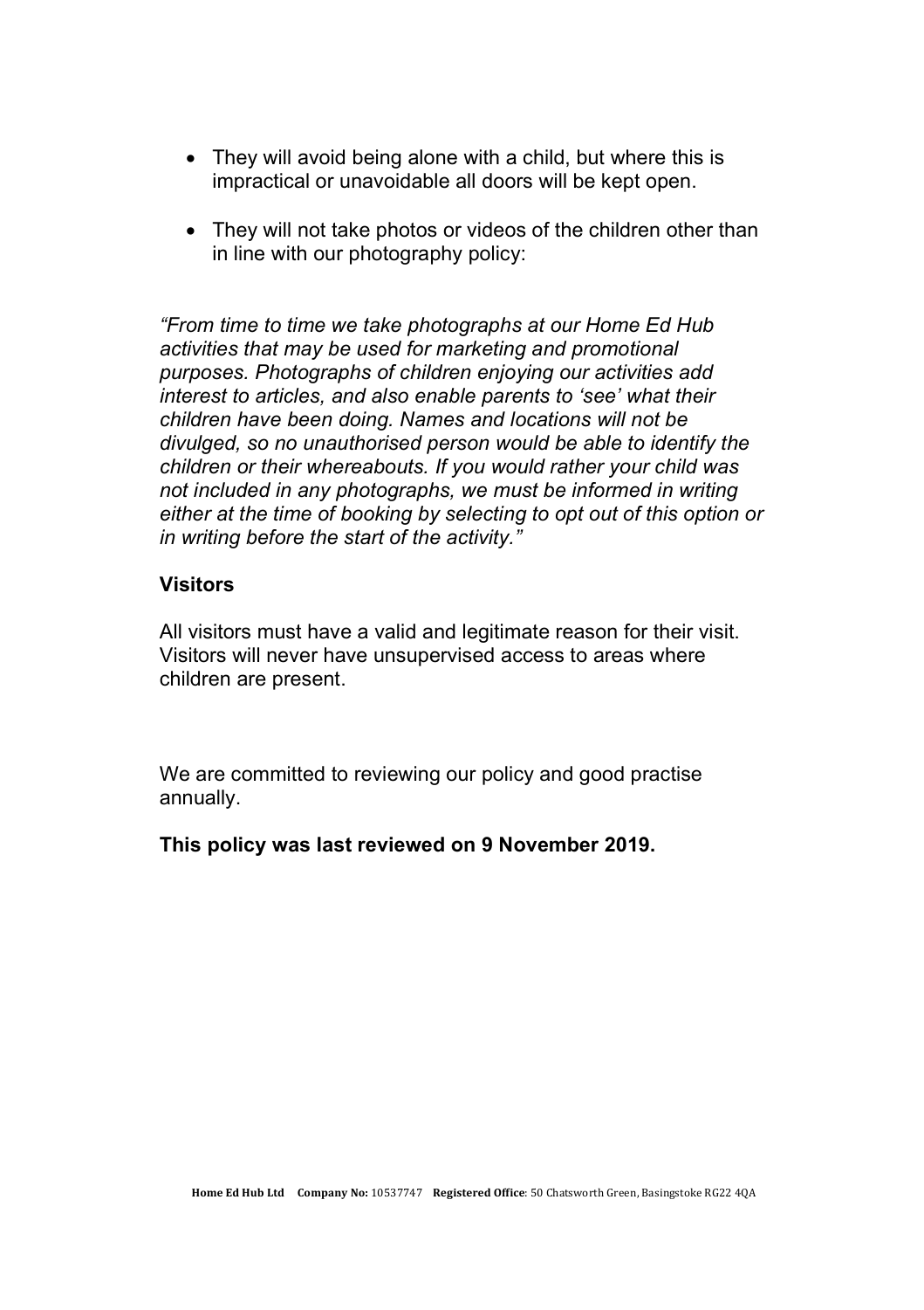- They will avoid being alone with a child, but where this is impractical or unavoidable all doors will be kept open.
- They will not take photos or videos of the children other than in line with our photography policy:

*"From time to time we take photographs at our Home Ed Hub activities that may be used for marketing and promotional purposes. Photographs of children enjoying our activities add interest to articles, and also enable parents to 'see' what their children have been doing. Names and locations will not be divulged, so no unauthorised person would be able to identify the children or their whereabouts. If you would rather your child was not included in any photographs, we must be informed in writing either at the time of booking by selecting to opt out of this option or in writing before the start of the activity."*

**Visitors**

All visitors must have a valid and legitimate reason for their visit. Visitors will never have unsupervised access to areas where children are present.

We are committed to reviewing our policy and good practise annually.

**This policy was last reviewed on 9 November 2019.**